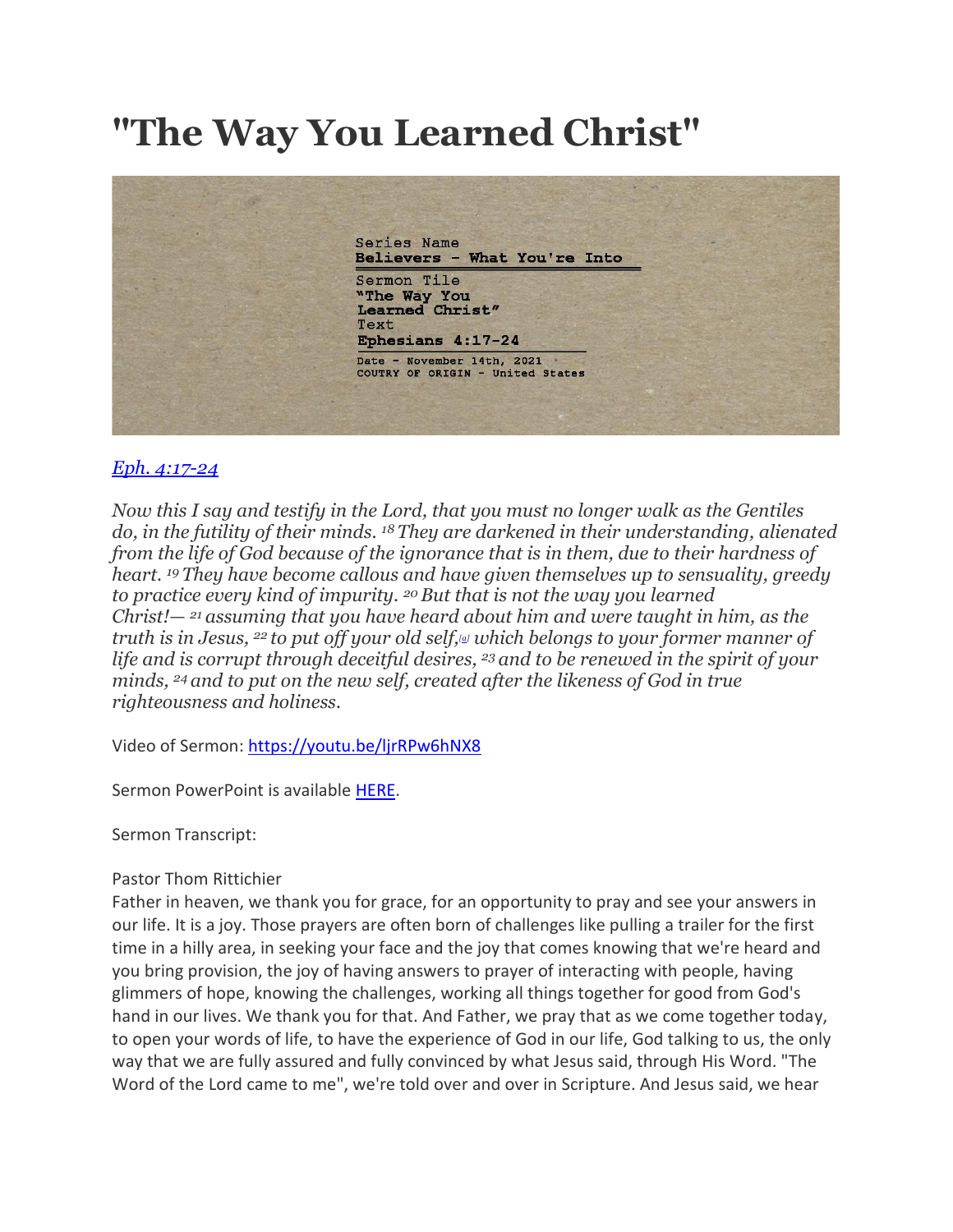# "The Way You Learned Christ"

Series Name
**Believers - What You're Into**

Sermon Tile
**"The Way You Learned Christ"**

Text
**Ephesians 4:17-24**

Date - November 14th, 2021
COUTRY OF ORIGIN - United States

*Eph. 4:17-24*

*Now this I say and testify in the Lord, that you must no longer walk as the Gentiles do, in the futility of their minds. [18] They are darkened in their understanding, alienated from the life of God because of the ignorance that is in them, due to their hardness of heart. [19] They have become callous and have given themselves up to sensuality, greedy to practice every kind of impurity. [20] But that is not the way you learned Christ!— [21] assuming that you have heard about him and were taught in him, as the truth is in Jesus, [22] to put off your old self,[a] which belongs to your former manner of life and is corrupt through deceitful desires, [23] and to be renewed in the spirit of your minds, [24] and to put on the new self, created after the likeness of God in true righteousness and holiness.*

Video of Sermon: https://youtu.be/ljrRPw6hNX8

Sermon PowerPoint is available HERE.

Sermon Transcript:

Pastor Thom Rittichier
Father in heaven, we thank you for grace, for an opportunity to pray and see your answers in our life. It is a joy. Those prayers are often born of challenges like pulling a trailer for the first time in a hilly area, in seeking your face and the joy that comes knowing that we're heard and you bring provision, the joy of having answers to prayer of interacting with people, having glimmers of hope, knowing the challenges, working all things together for good from God's hand in our lives. We thank you for that. And Father, we pray that as we come together today, to open your words of life, to have the experience of God in our life, God talking to us, the only way that we are fully assured and fully convinced by what Jesus said, through His Word. "The Word of the Lord came to me", we're told over and over in Scripture. And Jesus said, we hear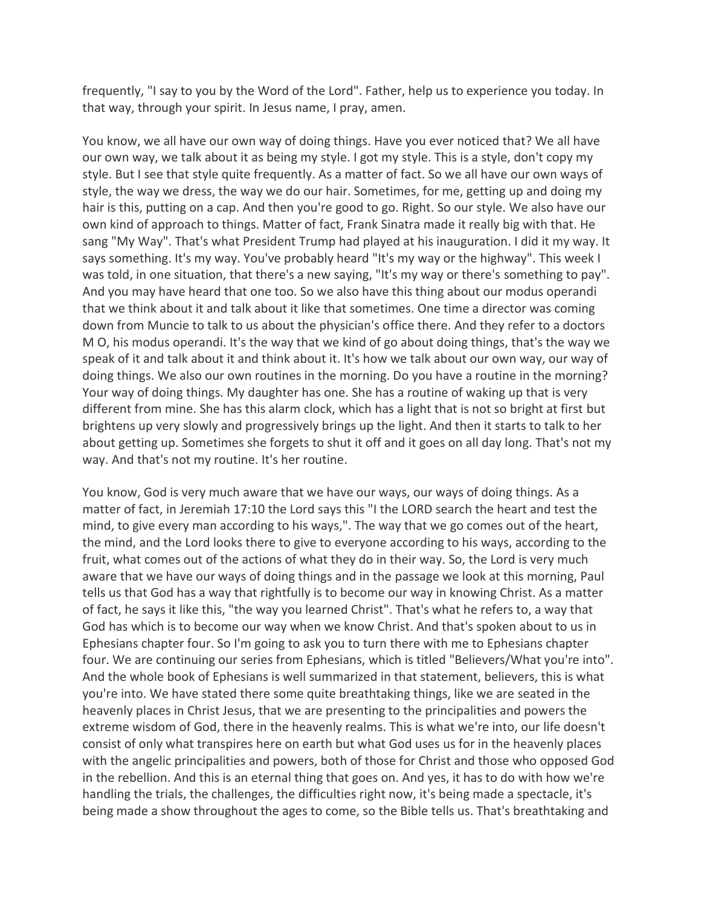frequently, "I say to you by the Word of the Lord". Father, help us to experience you today. In that way, through your spirit. In Jesus name, I pray, amen.

You know, we all have our own way of doing things. Have you ever noticed that? We all have our own way, we talk about it as being my style. I got my style. This is a style, don't copy my style. But I see that style quite frequently. As a matter of fact. So we all have our own ways of style, the way we dress, the way we do our hair. Sometimes, for me, getting up and doing my hair is this, putting on a cap. And then you're good to go. Right. So our style. We also have our own kind of approach to things. Matter of fact, Frank Sinatra made it really big with that. He sang "My Way". That's what President Trump had played at his inauguration. I did it my way. It says something. It's my way. You've probably heard "It's my way or the highway". This week I was told, in one situation, that there's a new saying, "It's my way or there's something to pay". And you may have heard that one too. So we also have this thing about our modus operandi that we think about it and talk about it like that sometimes. One time a director was coming down from Muncie to talk to us about the physician's office there. And they refer to a doctors M O, his modus operandi. It's the way that we kind of go about doing things, that's the way we speak of it and talk about it and think about it. It's how we talk about our own way, our way of doing things. We also our own routines in the morning. Do you have a routine in the morning? Your way of doing things. My daughter has one. She has a routine of waking up that is very different from mine. She has this alarm clock, which has a light that is not so bright at first but brightens up very slowly and progressively brings up the light. And then it starts to talk to her about getting up. Sometimes she forgets to shut it off and it goes on all day long. That's not my way. And that's not my routine. It's her routine.

You know, God is very much aware that we have our ways, our ways of doing things. As a matter of fact, in Jeremiah 17:10 the Lord says this "I the LORD search the heart and test the mind, to give every man according to his ways,". The way that we go comes out of the heart, the mind, and the Lord looks there to give to everyone according to his ways, according to the fruit, what comes out of the actions of what they do in their way. So, the Lord is very much aware that we have our ways of doing things and in the passage we look at this morning, Paul tells us that God has a way that rightfully is to become our way in knowing Christ. As a matter of fact, he says it like this, "the way you learned Christ". That's what he refers to, a way that God has which is to become our way when we know Christ. And that's spoken about to us in Ephesians chapter four. So I'm going to ask you to turn there with me to Ephesians chapter four. We are continuing our series from Ephesians, which is titled "Believers/What you're into". And the whole book of Ephesians is well summarized in that statement, believers, this is what you're into. We have stated there some quite breathtaking things, like we are seated in the heavenly places in Christ Jesus, that we are presenting to the principalities and powers the extreme wisdom of God, there in the heavenly realms. This is what we're into, our life doesn't consist of only what transpires here on earth but what God uses us for in the heavenly places with the angelic principalities and powers, both of those for Christ and those who opposed God in the rebellion. And this is an eternal thing that goes on. And yes, it has to do with how we're handling the trials, the challenges, the difficulties right now, it's being made a spectacle, it's being made a show throughout the ages to come, so the Bible tells us. That's breathtaking and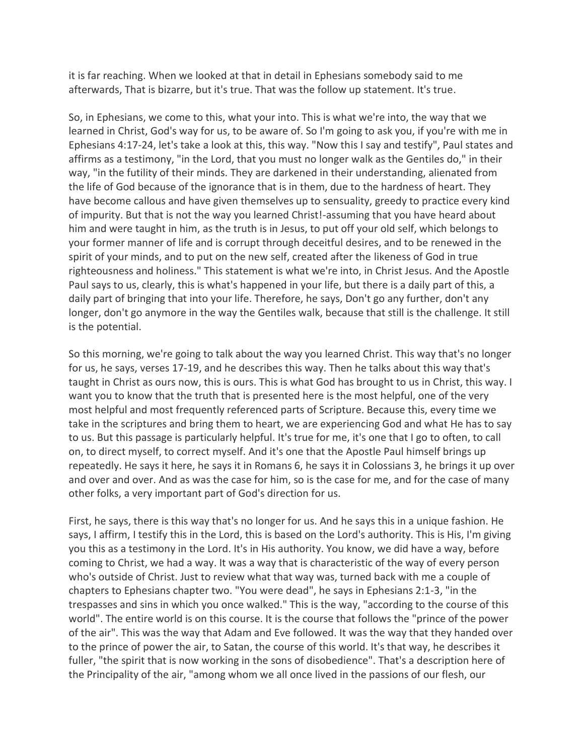it is far reaching. When we looked at that in detail in Ephesians somebody said to me afterwards, That is bizarre, but it's true. That was the follow up statement. It's true.

So, in Ephesians, we come to this, what your into. This is what we're into, the way that we learned in Christ, God's way for us, to be aware of. So I'm going to ask you, if you're with me in Ephesians 4:17-24, let's take a look at this, this way. "Now this I say and testify", Paul states and affirms as a testimony, "in the Lord, that you must no longer walk as the Gentiles do," in their way, "in the futility of their minds. They are darkened in their understanding, alienated from the life of God because of the ignorance that is in them, due to the hardness of heart. They have become callous and have given themselves up to sensuality, greedy to practice every kind of impurity. But that is not the way you learned Christ!-assuming that you have heard about him and were taught in him, as the truth is in Jesus, to put off your old self, which belongs to your former manner of life and is corrupt through deceitful desires, and to be renewed in the spirit of your minds, and to put on the new self, created after the likeness of God in true righteousness and holiness." This statement is what we're into, in Christ Jesus. And the Apostle Paul says to us, clearly, this is what's happened in your life, but there is a daily part of this, a daily part of bringing that into your life. Therefore, he says, Don't go any further, don't any longer, don't go anymore in the way the Gentiles walk, because that still is the challenge. It still is the potential.

So this morning, we're going to talk about the way you learned Christ. This way that's no longer for us, he says, verses 17-19, and he describes this way. Then he talks about this way that's taught in Christ as ours now, this is ours. This is what God has brought to us in Christ, this way. I want you to know that the truth that is presented here is the most helpful, one of the very most helpful and most frequently referenced parts of Scripture. Because this, every time we take in the scriptures and bring them to heart, we are experiencing God and what He has to say to us. But this passage is particularly helpful. It's true for me, it's one that I go to often, to call on, to direct myself, to correct myself. And it's one that the Apostle Paul himself brings up repeatedly. He says it here, he says it in Romans 6, he says it in Colossians 3, he brings it up over and over and over. And as was the case for him, so is the case for me, and for the case of many other folks, a very important part of God's direction for us.

First, he says, there is this way that's no longer for us. And he says this in a unique fashion. He says, I affirm, I testify this in the Lord, this is based on the Lord's authority. This is His, I'm giving you this as a testimony in the Lord. It's in His authority. You know, we did have a way, before coming to Christ, we had a way. It was a way that is characteristic of the way of every person who's outside of Christ. Just to review what that way was, turned back with me a couple of chapters to Ephesians chapter two. "You were dead", he says in Ephesians 2:1-3, "in the trespasses and sins in which you once walked." This is the way, "according to the course of this world". The entire world is on this course. It is the course that follows the "prince of the power of the air". This was the way that Adam and Eve followed. It was the way that they handed over to the prince of power the air, to Satan, the course of this world. It's that way, he describes it fuller, "the spirit that is now working in the sons of disobedience". That's a description here of the Principality of the air, "among whom we all once lived in the passions of our flesh, our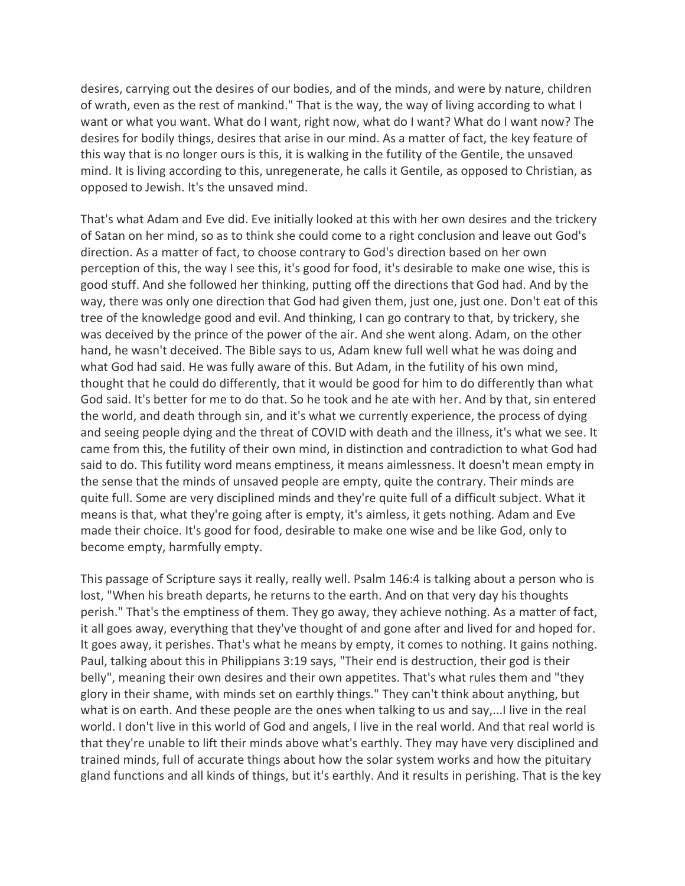desires, carrying out the desires of our bodies, and of the minds, and were by nature, children of wrath, even as the rest of mankind." That is the way, the way of living according to what I want or what you want. What do I want, right now, what do I want? What do I want now? The desires for bodily things, desires that arise in our mind. As a matter of fact, the key feature of this way that is no longer ours is this, it is walking in the futility of the Gentile, the unsaved mind. It is living according to this, unregenerate, he calls it Gentile, as opposed to Christian, as opposed to Jewish. It's the unsaved mind.

That's what Adam and Eve did. Eve initially looked at this with her own desires and the trickery of Satan on her mind, so as to think she could come to a right conclusion and leave out God's direction. As a matter of fact, to choose contrary to God's direction based on her own perception of this, the way I see this, it's good for food, it's desirable to make one wise, this is good stuff. And she followed her thinking, putting off the directions that God had. And by the way, there was only one direction that God had given them, just one, just one. Don't eat of this tree of the knowledge good and evil. And thinking, I can go contrary to that, by trickery, she was deceived by the prince of the power of the air. And she went along. Adam, on the other hand, he wasn't deceived. The Bible says to us, Adam knew full well what he was doing and what God had said. He was fully aware of this. But Adam, in the futility of his own mind, thought that he could do differently, that it would be good for him to do differently than what God said. It's better for me to do that. So he took and he ate with her. And by that, sin entered the world, and death through sin, and it's what we currently experience, the process of dying and seeing people dying and the threat of COVID with death and the illness, it's what we see. It came from this, the futility of their own mind, in distinction and contradiction to what God had said to do. This futility word means emptiness, it means aimlessness. It doesn't mean empty in the sense that the minds of unsaved people are empty, quite the contrary. Their minds are quite full. Some are very disciplined minds and they're quite full of a difficult subject. What it means is that, what they're going after is empty, it's aimless, it gets nothing. Adam and Eve made their choice. It's good for food, desirable to make one wise and be like God, only to become empty, harmfully empty.

This passage of Scripture says it really, really well. Psalm 146:4 is talking about a person who is lost, "When his breath departs, he returns to the earth. And on that very day his thoughts perish." That's the emptiness of them. They go away, they achieve nothing. As a matter of fact, it all goes away, everything that they've thought of and gone after and lived for and hoped for. It goes away, it perishes. That's what he means by empty, it comes to nothing. It gains nothing. Paul, talking about this in Philippians 3:19 says, "Their end is destruction, their god is their belly", meaning their own desires and their own appetites. That's what rules them and "they glory in their shame, with minds set on earthly things." They can't think about anything, but what is on earth. And these people are the ones when talking to us and say,...I live in the real world. I don't live in this world of God and angels, I live in the real world. And that real world is that they're unable to lift their minds above what's earthly. They may have very disciplined and trained minds, full of accurate things about how the solar system works and how the pituitary gland functions and all kinds of things, but it's earthly. And it results in perishing. That is the key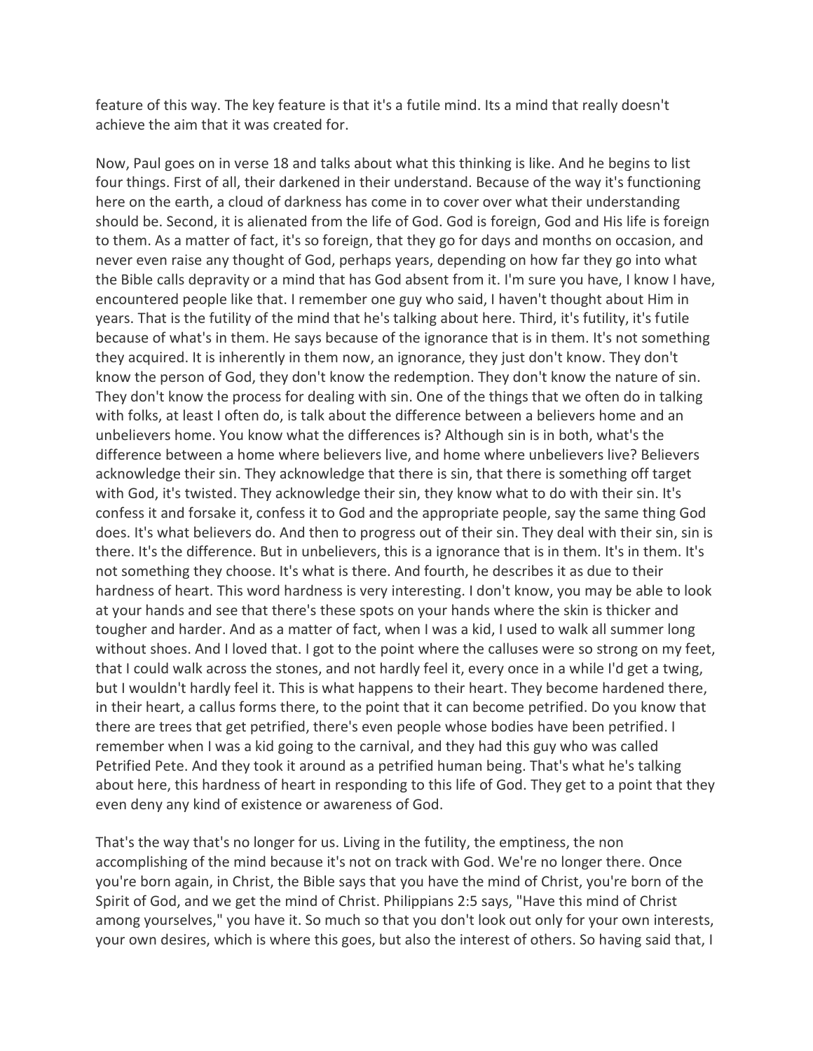feature of this way. The key feature is that it's a futile mind. Its a mind that really doesn't achieve the aim that it was created for.

Now, Paul goes on in verse 18 and talks about what this thinking is like. And he begins to list four things. First of all, their darkened in their understand. Because of the way it's functioning here on the earth, a cloud of darkness has come in to cover over what their understanding should be. Second, it is alienated from the life of God. God is foreign, God and His life is foreign to them. As a matter of fact, it's so foreign, that they go for days and months on occasion, and never even raise any thought of God, perhaps years, depending on how far they go into what the Bible calls depravity or a mind that has God absent from it. I'm sure you have, I know I have, encountered people like that. I remember one guy who said, I haven't thought about Him in years. That is the futility of the mind that he's talking about here. Third, it's futility, it's futile because of what's in them. He says because of the ignorance that is in them. It's not something they acquired. It is inherently in them now, an ignorance, they just don't know. They don't know the person of God, they don't know the redemption. They don't know the nature of sin. They don't know the process for dealing with sin. One of the things that we often do in talking with folks, at least I often do, is talk about the difference between a believers home and an unbelievers home. You know what the differences is? Although sin is in both, what's the difference between a home where believers live, and home where unbelievers live? Believers acknowledge their sin. They acknowledge that there is sin, that there is something off target with God, it's twisted. They acknowledge their sin, they know what to do with their sin. It's confess it and forsake it, confess it to God and the appropriate people, say the same thing God does. It's what believers do. And then to progress out of their sin. They deal with their sin, sin is there. It's the difference. But in unbelievers, this is a ignorance that is in them. It's in them. It's not something they choose. It's what is there. And fourth, he describes it as due to their hardness of heart. This word hardness is very interesting. I don't know, you may be able to look at your hands and see that there's these spots on your hands where the skin is thicker and tougher and harder. And as a matter of fact, when I was a kid, I used to walk all summer long without shoes. And I loved that. I got to the point where the calluses were so strong on my feet, that I could walk across the stones, and not hardly feel it, every once in a while I'd get a twing, but I wouldn't hardly feel it. This is what happens to their heart. They become hardened there, in their heart, a callus forms there, to the point that it can become petrified. Do you know that there are trees that get petrified, there's even people whose bodies have been petrified. I remember when I was a kid going to the carnival, and they had this guy who was called Petrified Pete. And they took it around as a petrified human being. That's what he's talking about here, this hardness of heart in responding to this life of God. They get to a point that they even deny any kind of existence or awareness of God.

That's the way that's no longer for us. Living in the futility, the emptiness, the non accomplishing of the mind because it's not on track with God. We're no longer there. Once you're born again, in Christ, the Bible says that you have the mind of Christ, you're born of the Spirit of God, and we get the mind of Christ. Philippians 2:5 says, "Have this mind of Christ among yourselves," you have it. So much so that you don't look out only for your own interests, your own desires, which is where this goes, but also the interest of others. So having said that, I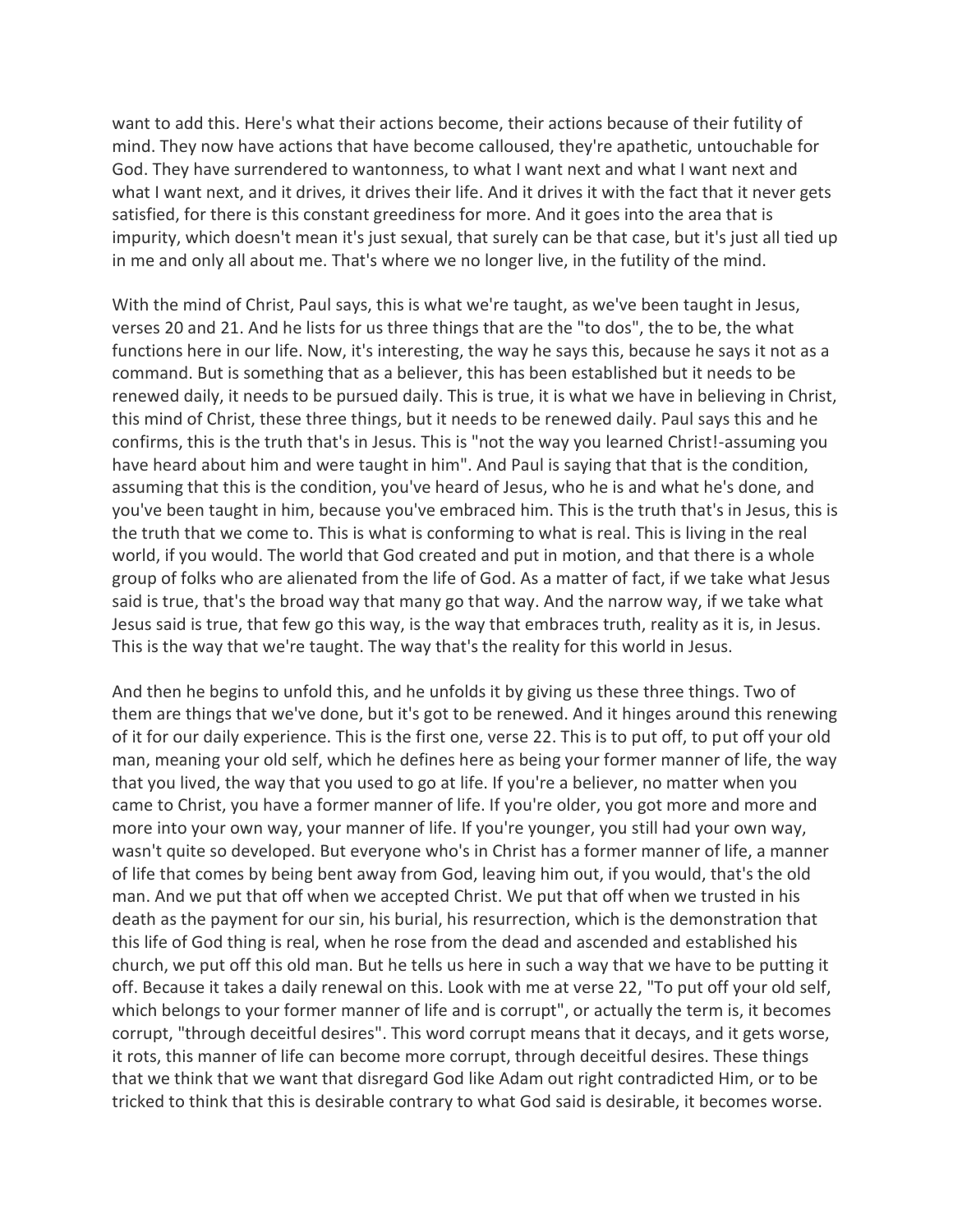want to add this. Here's what their actions become, their actions because of their futility of mind. They now have actions that have become calloused, they're apathetic, untouchable for God. They have surrendered to wantonness, to what I want next and what I want next and what I want next, and it drives, it drives their life. And it drives it with the fact that it never gets satisfied, for there is this constant greediness for more. And it goes into the area that is impurity, which doesn't mean it's just sexual, that surely can be that case, but it's just all tied up in me and only all about me. That's where we no longer live, in the futility of the mind.

With the mind of Christ, Paul says, this is what we're taught, as we've been taught in Jesus, verses 20 and 21. And he lists for us three things that are the "to dos", the to be, the what functions here in our life. Now, it's interesting, the way he says this, because he says it not as a command. But is something that as a believer, this has been established but it needs to be renewed daily, it needs to be pursued daily. This is true, it is what we have in believing in Christ, this mind of Christ, these three things, but it needs to be renewed daily. Paul says this and he confirms, this is the truth that's in Jesus. This is "not the way you learned Christ!-assuming you have heard about him and were taught in him". And Paul is saying that that is the condition, assuming that this is the condition, you've heard of Jesus, who he is and what he's done, and you've been taught in him, because you've embraced him. This is the truth that's in Jesus, this is the truth that we come to. This is what is conforming to what is real. This is living in the real world, if you would. The world that God created and put in motion, and that there is a whole group of folks who are alienated from the life of God. As a matter of fact, if we take what Jesus said is true, that's the broad way that many go that way. And the narrow way, if we take what Jesus said is true, that few go this way, is the way that embraces truth, reality as it is, in Jesus. This is the way that we're taught. The way that's the reality for this world in Jesus.

And then he begins to unfold this, and he unfolds it by giving us these three things. Two of them are things that we've done, but it's got to be renewed. And it hinges around this renewing of it for our daily experience. This is the first one, verse 22. This is to put off, to put off your old man, meaning your old self, which he defines here as being your former manner of life, the way that you lived, the way that you used to go at life. If you're a believer, no matter when you came to Christ, you have a former manner of life. If you're older, you got more and more and more into your own way, your manner of life. If you're younger, you still had your own way, wasn't quite so developed. But everyone who's in Christ has a former manner of life, a manner of life that comes by being bent away from God, leaving him out, if you would, that's the old man. And we put that off when we accepted Christ. We put that off when we trusted in his death as the payment for our sin, his burial, his resurrection, which is the demonstration that this life of God thing is real, when he rose from the dead and ascended and established his church, we put off this old man. But he tells us here in such a way that we have to be putting it off. Because it takes a daily renewal on this. Look with me at verse 22, "To put off your old self, which belongs to your former manner of life and is corrupt", or actually the term is, it becomes corrupt, "through deceitful desires". This word corrupt means that it decays, and it gets worse, it rots, this manner of life can become more corrupt, through deceitful desires. These things that we think that we want that disregard God like Adam out right contradicted Him, or to be tricked to think that this is desirable contrary to what God said is desirable, it becomes worse.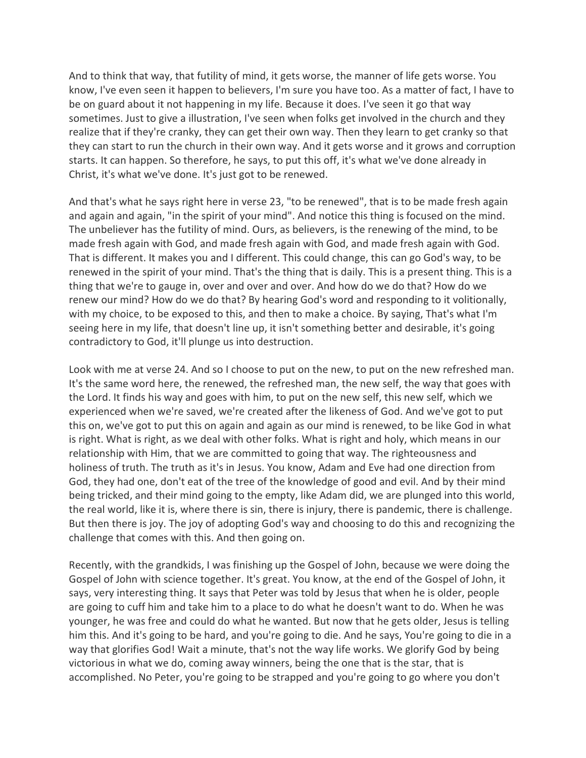And to think that way, that futility of mind, it gets worse, the manner of life gets worse. You know, I've even seen it happen to believers, I'm sure you have too. As a matter of fact, I have to be on guard about it not happening in my life. Because it does. I've seen it go that way sometimes. Just to give a illustration, I've seen when folks get involved in the church and they realize that if they're cranky, they can get their own way. Then they learn to get cranky so that they can start to run the church in their own way. And it gets worse and it grows and corruption starts. It can happen. So therefore, he says, to put this off, it's what we've done already in Christ, it's what we've done. It's just got to be renewed.

And that's what he says right here in verse 23, "to be renewed", that is to be made fresh again and again and again, "in the spirit of your mind". And notice this thing is focused on the mind. The unbeliever has the futility of mind. Ours, as believers, is the renewing of the mind, to be made fresh again with God, and made fresh again with God, and made fresh again with God. That is different. It makes you and I different. This could change, this can go God's way, to be renewed in the spirit of your mind. That's the thing that is daily. This is a present thing. This is a thing that we're to gauge in, over and over and over. And how do we do that? How do we renew our mind? How do we do that? By hearing God's word and responding to it volitionally, with my choice, to be exposed to this, and then to make a choice. By saying, That's what I'm seeing here in my life, that doesn't line up, it isn't something better and desirable, it's going contradictory to God, it'll plunge us into destruction.

Look with me at verse 24. And so I choose to put on the new, to put on the new refreshed man. It's the same word here, the renewed, the refreshed man, the new self, the way that goes with the Lord. It finds his way and goes with him, to put on the new self, this new self, which we experienced when we're saved, we're created after the likeness of God. And we've got to put this on, we've got to put this on again and again as our mind is renewed, to be like God in what is right. What is right, as we deal with other folks. What is right and holy, which means in our relationship with Him, that we are committed to going that way. The righteousness and holiness of truth. The truth as it's in Jesus. You know, Adam and Eve had one direction from God, they had one, don't eat of the tree of the knowledge of good and evil. And by their mind being tricked, and their mind going to the empty, like Adam did, we are plunged into this world, the real world, like it is, where there is sin, there is injury, there is pandemic, there is challenge. But then there is joy. The joy of adopting God's way and choosing to do this and recognizing the challenge that comes with this. And then going on.

Recently, with the grandkids, I was finishing up the Gospel of John, because we were doing the Gospel of John with science together. It's great. You know, at the end of the Gospel of John, it says, very interesting thing. It says that Peter was told by Jesus that when he is older, people are going to cuff him and take him to a place to do what he doesn't want to do. When he was younger, he was free and could do what he wanted. But now that he gets older, Jesus is telling him this. And it's going to be hard, and you're going to die. And he says, You're going to die in a way that glorifies God! Wait a minute, that's not the way life works. We glorify God by being victorious in what we do, coming away winners, being the one that is the star, that is accomplished. No Peter, you're going to be strapped and you're going to go where you don't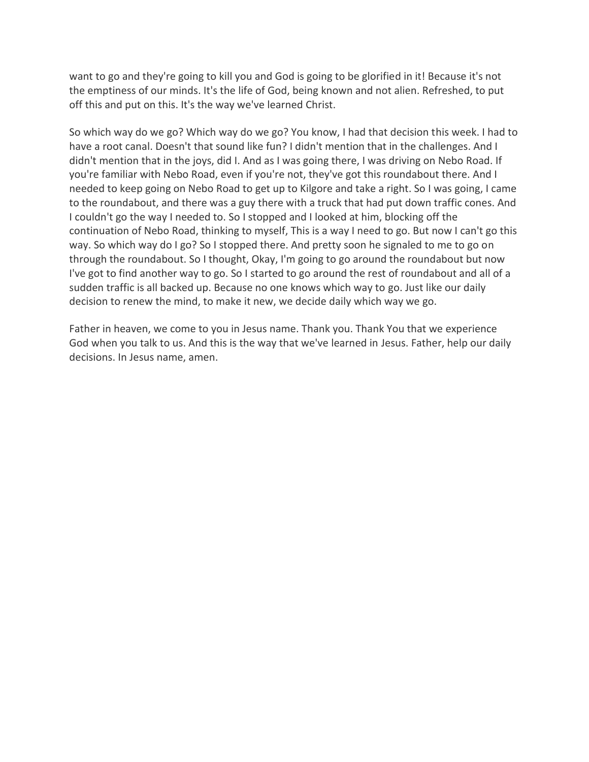want to go and they're going to kill you and God is going to be glorified in it! Because it's not the emptiness of our minds. It's the life of God, being known and not alien. Refreshed, to put off this and put on this. It's the way we've learned Christ.

So which way do we go? Which way do we go? You know, I had that decision this week. I had to have a root canal. Doesn't that sound like fun? I didn't mention that in the challenges. And I didn't mention that in the joys, did I. And as I was going there, I was driving on Nebo Road. If you're familiar with Nebo Road, even if you're not, they've got this roundabout there. And I needed to keep going on Nebo Road to get up to Kilgore and take a right. So I was going, I came to the roundabout, and there was a guy there with a truck that had put down traffic cones. And I couldn't go the way I needed to. So I stopped and I looked at him, blocking off the continuation of Nebo Road, thinking to myself, This is a way I need to go. But now I can't go this way. So which way do I go? So I stopped there. And pretty soon he signaled to me to go on through the roundabout. So I thought, Okay, I'm going to go around the roundabout but now I've got to find another way to go. So I started to go around the rest of roundabout and all of a sudden traffic is all backed up. Because no one knows which way to go. Just like our daily decision to renew the mind, to make it new, we decide daily which way we go.

Father in heaven, we come to you in Jesus name. Thank you. Thank You that we experience God when you talk to us. And this is the way that we've learned in Jesus. Father, help our daily decisions. In Jesus name, amen.